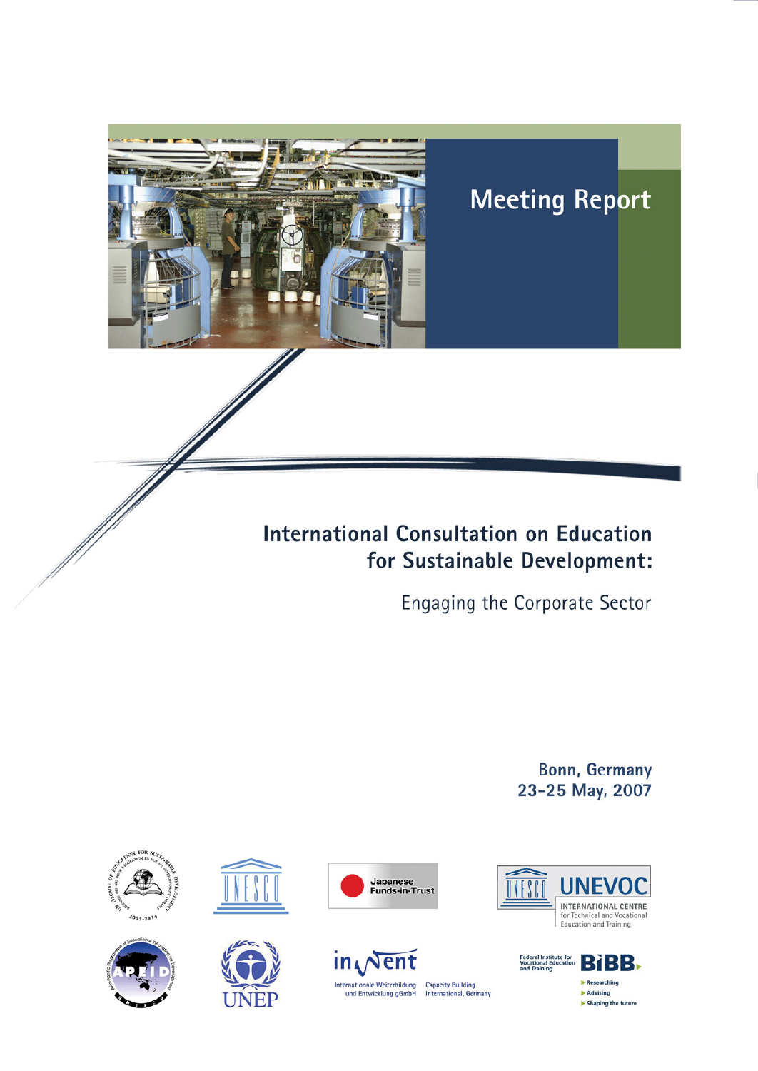Meeting Report

# International Consultation on Education for Sustainable Development:

## Engaging the Corporate Sector

Bonn, Germany
23–25 May, 2007

Japanese Funds-in-Trust

UNEVOC
INTERNATIONAL CENTRE for Technical and Vocational Education and Training

UNEP

inWent
Internationale Weiterbildung und Entwicklung gGmbH
Capacity Building International, Germany

Federal Institute for Vocational Education and Training
BIBB
Researching
Advising
Shaping the future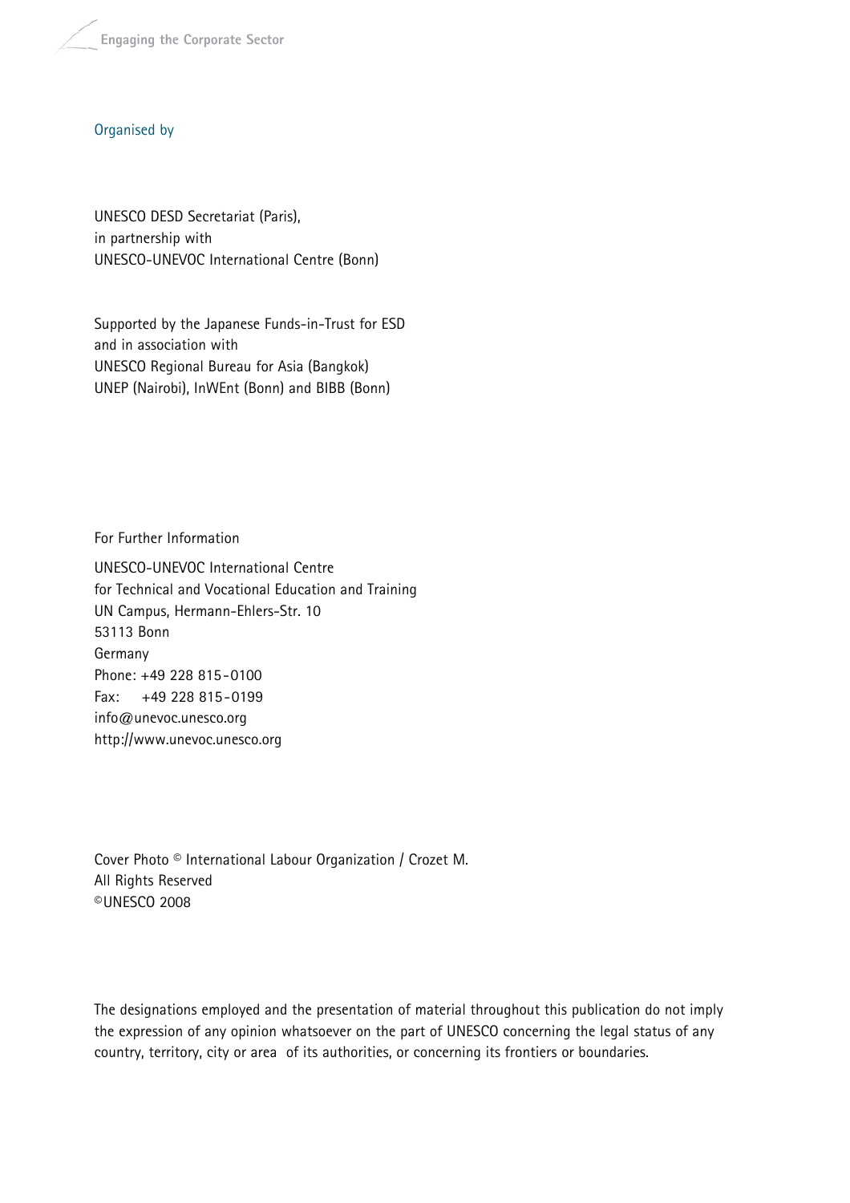Organised by

UNESCO DESD Secretariat (Paris),
in partnership with
UNESCO-UNEVOC International Centre (Bonn)

Supported by the Japanese Funds-in-Trust for ESD
and in association with
UNESCO Regional Bureau for Asia (Bangkok)
UNEP (Nairobi), InWEnt (Bonn) and BIBB (Bonn)

For Further Information

UNESCO-UNEVOC International Centre
for Technical and Vocational Education and Training
UN Campus, Hermann-Ehlers-Str. 10
53113 Bonn
Germany
Phone: +49 228 815-0100
Fax: +49 228 815-0199
info@unevoc.unesco.org
http://www.unevoc.unesco.org

Cover Photo © International Labour Organization / Crozet M.
All Rights Reserved
©UNESCO 2008

The designations employed and the presentation of material throughout this publication do not imply the expression of any opinion whatsoever on the part of UNESCO concerning the legal status of any country, territory, city or area of its authorities, or concerning its frontiers or boundaries.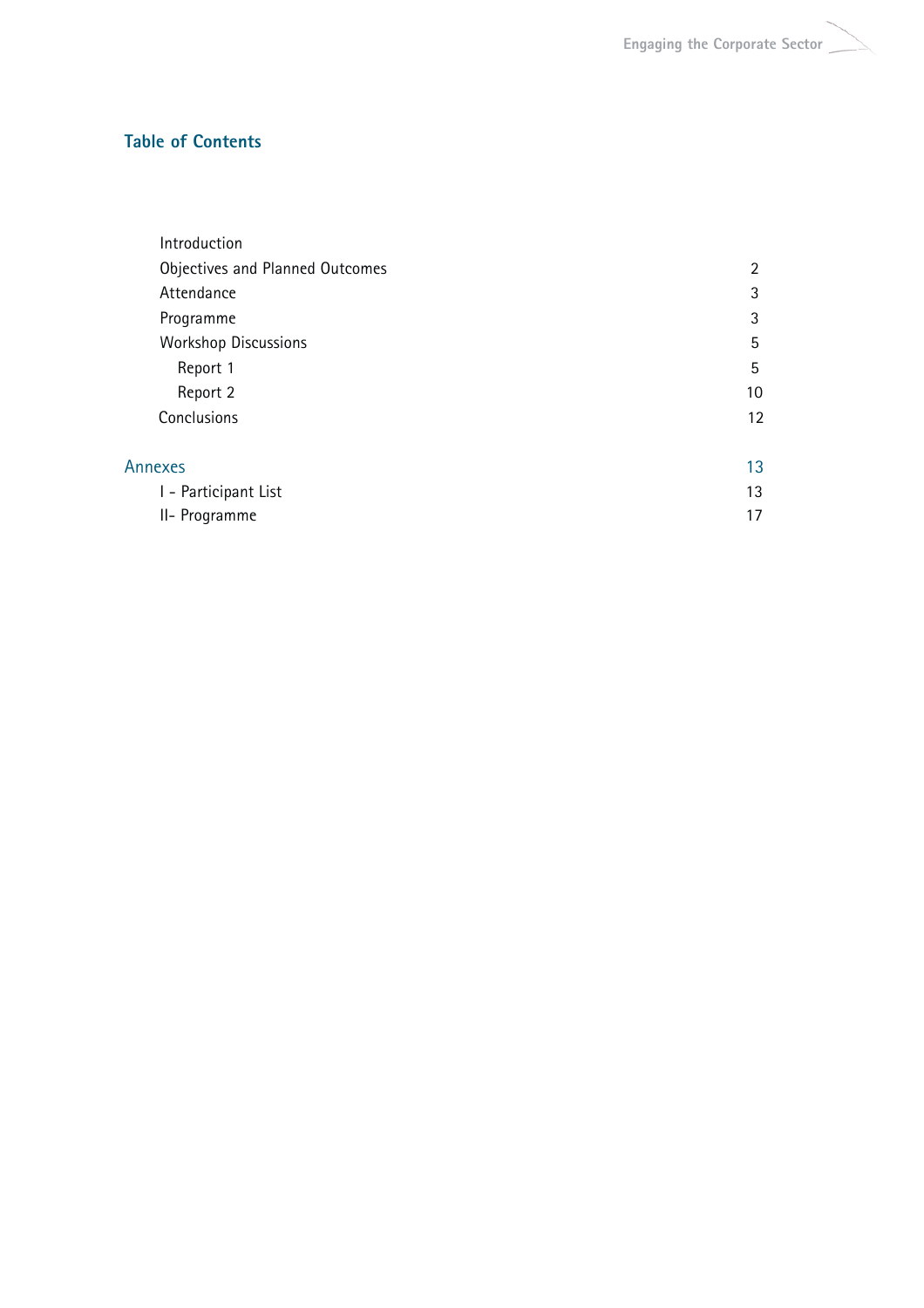## Table of Contents

| | |
|---|---|
| Introduction | |
| Objectives and Planned Outcomes | 2 |
| Attendance | 3 |
| Programme | 3 |
| Workshop Discussions | 5 |
| Report 1 | 5 |
| Report 2 | 10 |
| Conclusions | 12 |
| **Annexes** | **13** |
| I - Participant List | 13 |
| II- Programme | 17 |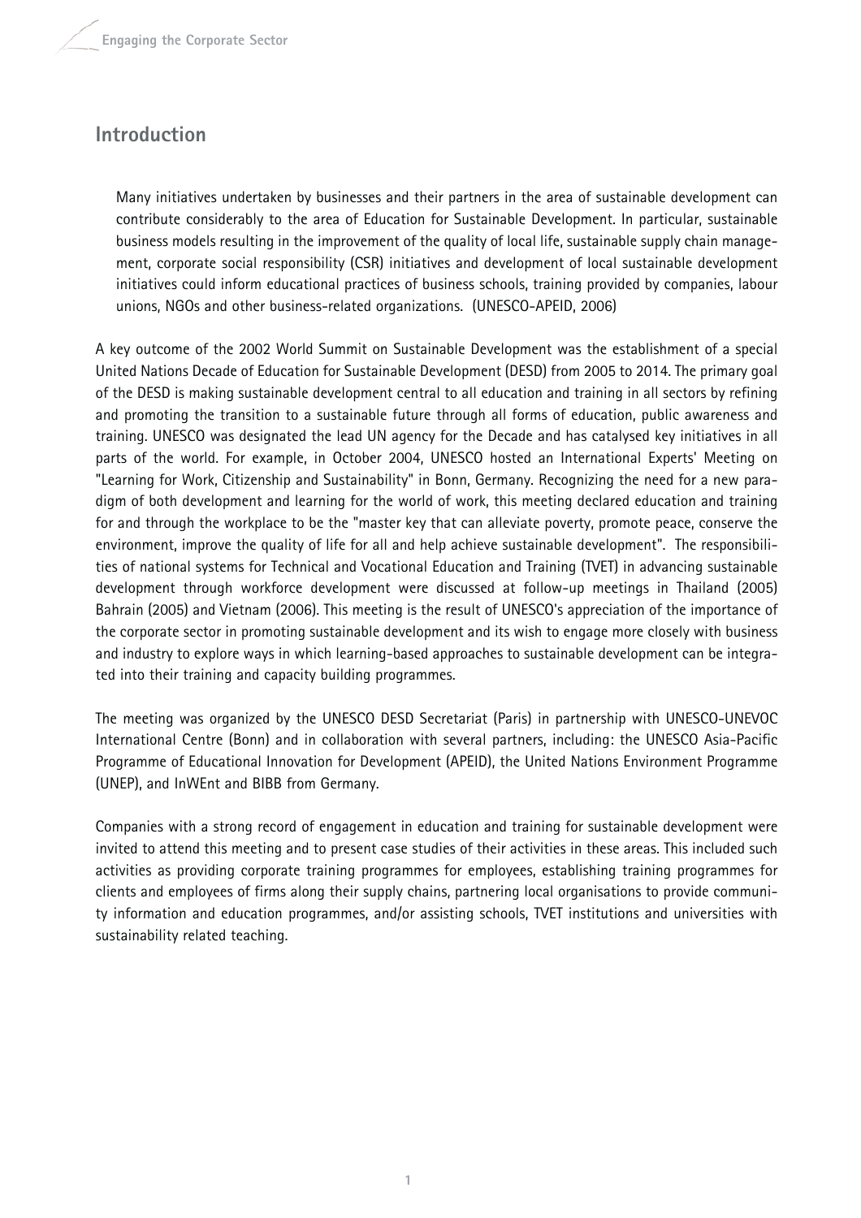## Introduction

> Many initiatives undertaken by businesses and their partners in the area of sustainable development can contribute considerably to the area of Education for Sustainable Development. In particular, sustainable business models resulting in the improvement of the quality of local life, sustainable supply chain management, corporate social responsibility (CSR) initiatives and development of local sustainable development initiatives could inform educational practices of business schools, training provided by companies, labour unions, NGOs and other business-related organizations. (UNESCO-APEID, 2006)

A key outcome of the 2002 World Summit on Sustainable Development was the establishment of a special United Nations Decade of Education for Sustainable Development (DESD) from 2005 to 2014. The primary goal of the DESD is making sustainable development central to all education and training in all sectors by refining and promoting the transition to a sustainable future through all forms of education, public awareness and training. UNESCO was designated the lead UN agency for the Decade and has catalysed key initiatives in all parts of the world. For example, in October 2004, UNESCO hosted an International Experts' Meeting on "Learning for Work, Citizenship and Sustainability" in Bonn, Germany. Recognizing the need for a new paradigm of both development and learning for the world of work, this meeting declared education and training for and through the workplace to be the "master key that can alleviate poverty, promote peace, conserve the environment, improve the quality of life for all and help achieve sustainable development". The responsibilities of national systems for Technical and Vocational Education and Training (TVET) in advancing sustainable development through workforce development were discussed at follow-up meetings in Thailand (2005) Bahrain (2005) and Vietnam (2006). This meeting is the result of UNESCO's appreciation of the importance of the corporate sector in promoting sustainable development and its wish to engage more closely with business and industry to explore ways in which learning-based approaches to sustainable development can be integrated into their training and capacity building programmes.

The meeting was organized by the UNESCO DESD Secretariat (Paris) in partnership with UNESCO-UNEVOC International Centre (Bonn) and in collaboration with several partners, including: the UNESCO Asia-Pacific Programme of Educational Innovation for Development (APEID), the United Nations Environment Programme (UNEP), and InWEnt and BIBB from Germany.

Companies with a strong record of engagement in education and training for sustainable development were invited to attend this meeting and to present case studies of their activities in these areas. This included such activities as providing corporate training programmes for employees, establishing training programmes for clients and employees of firms along their supply chains, partnering local organisations to provide community information and education programmes, and/or assisting schools, TVET institutions and universities with sustainability related teaching.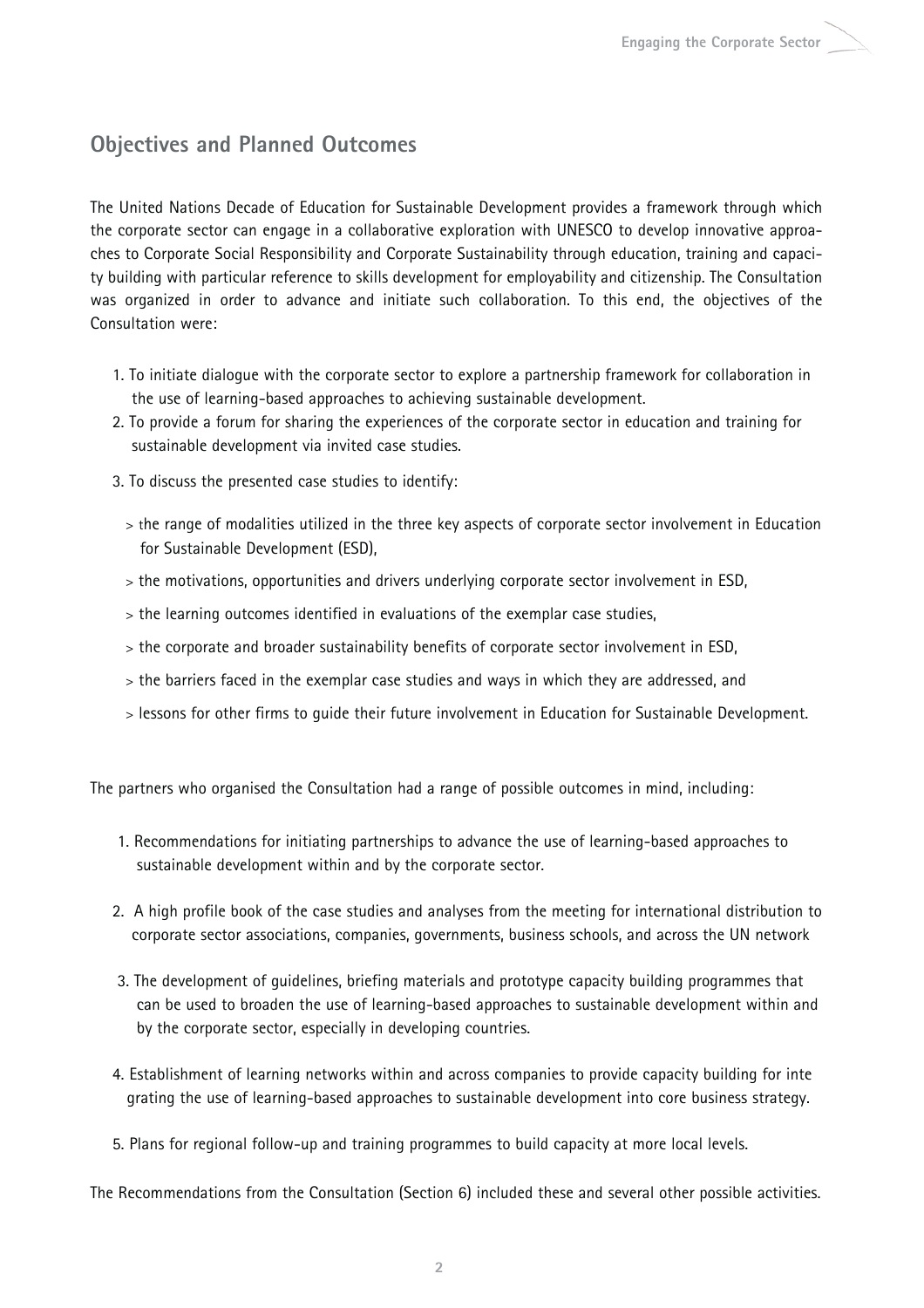## Objectives and Planned Outcomes

The United Nations Decade of Education for Sustainable Development provides a framework through which the corporate sector can engage in a collaborative exploration with UNESCO to develop innovative approaches to Corporate Social Responsibility and Corporate Sustainability through education, training and capacity building with particular reference to skills development for employability and citizenship. The Consultation was organized in order to advance and initiate such collaboration. To this end, the objectives of the Consultation were:

1. To initiate dialogue with the corporate sector to explore a partnership framework for collaboration in the use of learning-based approaches to achieving sustainable development.
2. To provide a forum for sharing the experiences of the corporate sector in education and training for sustainable development via invited case studies.
3. To discuss the presented case studies to identify:
   > the range of modalities utilized in the three key aspects of corporate sector involvement in Education for Sustainable Development (ESD),
   > the motivations, opportunities and drivers underlying corporate sector involvement in ESD,
   > the learning outcomes identified in evaluations of the exemplar case studies,
   > the corporate and broader sustainability benefits of corporate sector involvement in ESD,
   > the barriers faced in the exemplar case studies and ways in which they are addressed, and
   > lessons for other firms to guide their future involvement in Education for Sustainable Development.

The partners who organised the Consultation had a range of possible outcomes in mind, including:

1. Recommendations for initiating partnerships to advance the use of learning-based approaches to sustainable development within and by the corporate sector.
2. A high profile book of the case studies and analyses from the meeting for international distribution to corporate sector associations, companies, governments, business schools, and across the UN network
3. The development of guidelines, briefing materials and prototype capacity building programmes that can be used to broaden the use of learning-based approaches to sustainable development within and by the corporate sector, especially in developing countries.
4. Establishment of learning networks within and across companies to provide capacity building for integrating the use of learning-based approaches to sustainable development into core business strategy.
5. Plans for regional follow-up and training programmes to build capacity at more local levels.

The Recommendations from the Consultation (Section 6) included these and several other possible activities.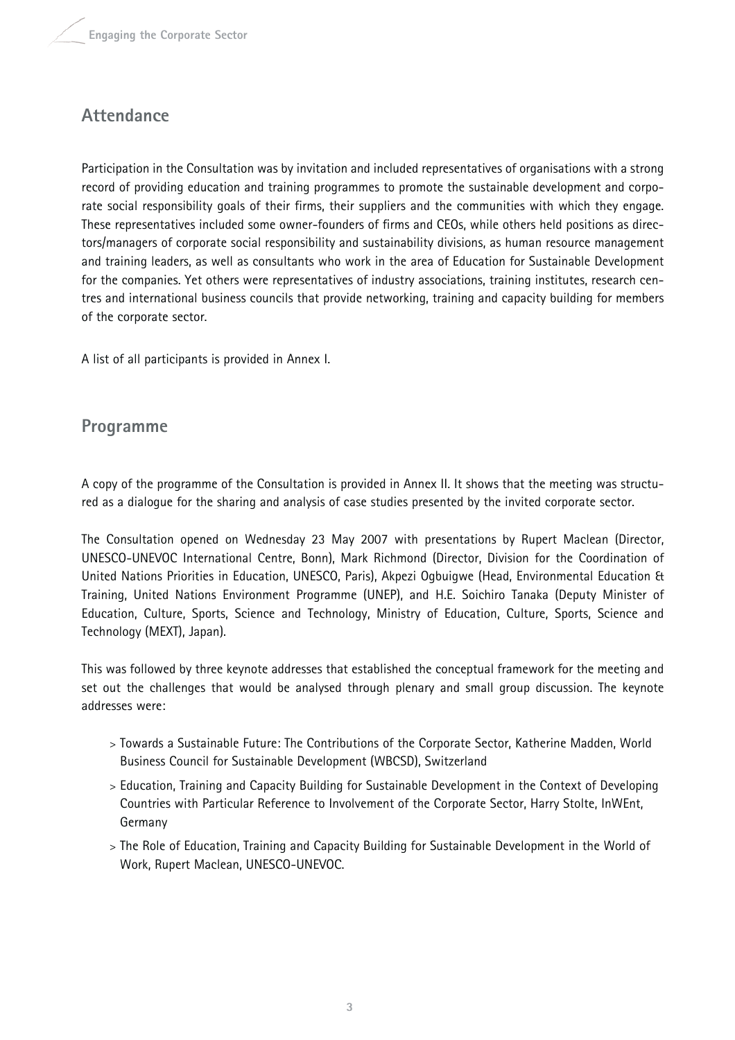## Attendance

Participation in the Consultation was by invitation and included representatives of organisations with a strong record of providing education and training programmes to promote the sustainable development and corporate social responsibility goals of their firms, their suppliers and the communities with which they engage. These representatives included some owner-founders of firms and CEOs, while others held positions as directors/managers of corporate social responsibility and sustainability divisions, as human resource management and training leaders, as well as consultants who work in the area of Education for Sustainable Development for the companies. Yet others were representatives of industry associations, training institutes, research centres and international business councils that provide networking, training and capacity building for members of the corporate sector.

A list of all participants is provided in Annex I.

## Programme

A copy of the programme of the Consultation is provided in Annex II. It shows that the meeting was structured as a dialogue for the sharing and analysis of case studies presented by the invited corporate sector.

The Consultation opened on Wednesday 23 May 2007 with presentations by Rupert Maclean (Director, UNESCO-UNEVOC International Centre, Bonn), Mark Richmond (Director, Division for the Coordination of United Nations Priorities in Education, UNESCO, Paris), Akpezi Ogbuigwe (Head, Environmental Education & Training, United Nations Environment Programme (UNEP), and H.E. Soichiro Tanaka (Deputy Minister of Education, Culture, Sports, Science and Technology, Ministry of Education, Culture, Sports, Science and Technology (MEXT), Japan).

This was followed by three keynote addresses that established the conceptual framework for the meeting and set out the challenges that would be analysed through plenary and small group discussion. The keynote addresses were:

- Towards a Sustainable Future: The Contributions of the Corporate Sector, Katherine Madden, World Business Council for Sustainable Development (WBCSD), Switzerland
- Education, Training and Capacity Building for Sustainable Development in the Context of Developing Countries with Particular Reference to Involvement of the Corporate Sector, Harry Stolte, InWEnt, Germany
- The Role of Education, Training and Capacity Building for Sustainable Development in the World of Work, Rupert Maclean, UNESCO-UNEVOC.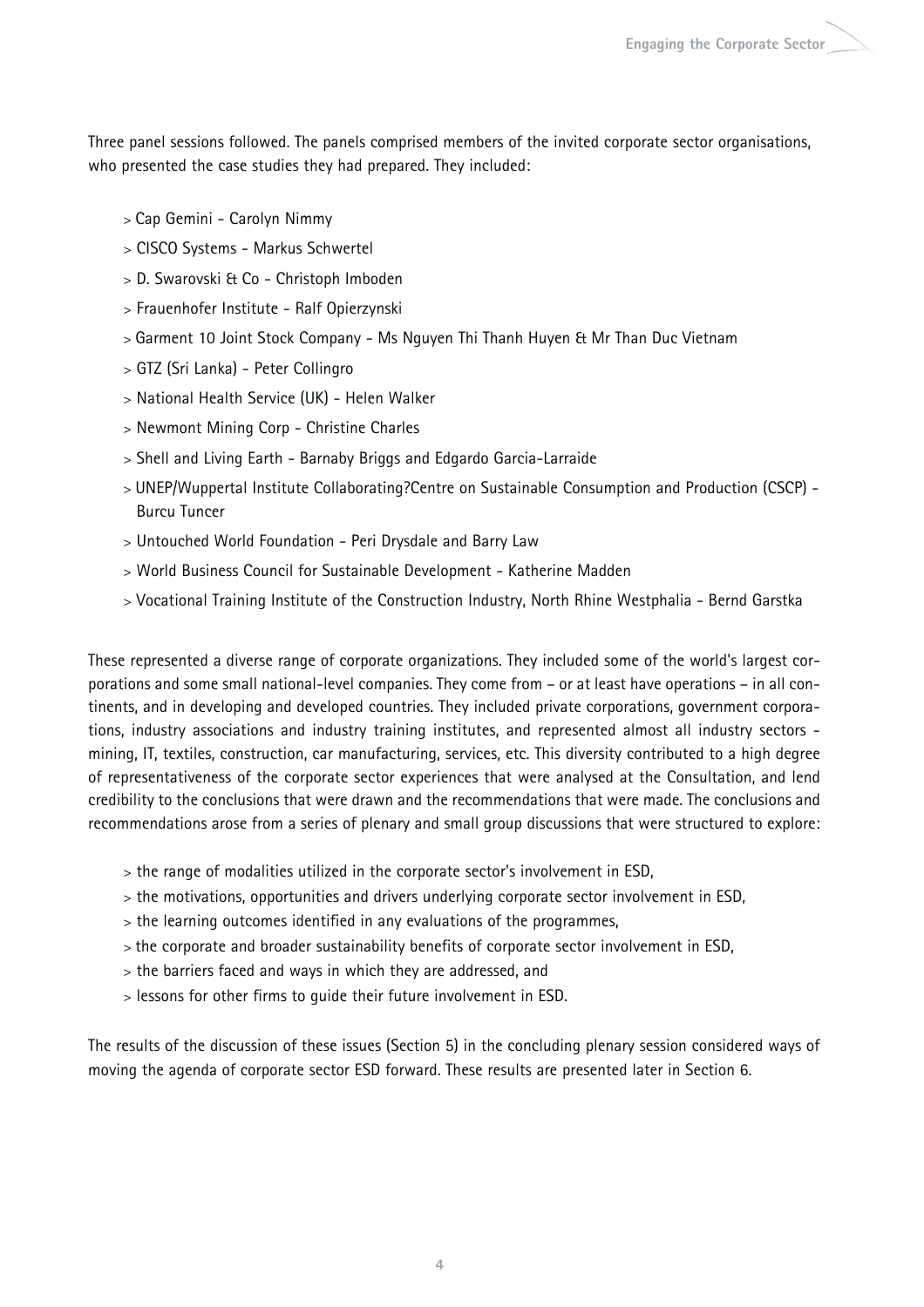Three panel sessions followed. The panels comprised members of the invited corporate sector organisations, who presented the case studies they had prepared. They included:

- > Cap Gemini - Carolyn Nimmy
- > CISCO Systems - Markus Schwertel
- > D. Swarovski & Co - Christoph Imboden
- > Frauenhofer Institute - Ralf Opierzynski
- > Garment 10 Joint Stock Company - Ms Nguyen Thi Thanh Huyen & Mr Than Duc Vietnam
- > GTZ (Sri Lanka) - Peter Collingro
- > National Health Service (UK) - Helen Walker
- > Newmont Mining Corp - Christine Charles
- > Shell and Living Earth - Barnaby Briggs and Edgardo Garcia-Larraide
- > UNEP/Wuppertal Institute Collaborating?Centre on Sustainable Consumption and Production (CSCP) - Burcu Tuncer
- > Untouched World Foundation - Peri Drysdale and Barry Law
- > World Business Council for Sustainable Development - Katherine Madden
- > Vocational Training Institute of the Construction Industry, North Rhine Westphalia - Bernd Garstka

These represented a diverse range of corporate organizations. They included some of the world's largest corporations and some small national-level companies. They come from – or at least have operations – in all continents, and in developing and developed countries. They included private corporations, government corporations, industry associations and industry training institutes, and represented almost all industry sectors - mining, IT, textiles, construction, car manufacturing, services, etc. This diversity contributed to a high degree of representativeness of the corporate sector experiences that were analysed at the Consultation, and lend credibility to the conclusions that were drawn and the recommendations that were made. The conclusions and recommendations arose from a series of plenary and small group discussions that were structured to explore:

- > the range of modalities utilized in the corporate sector's involvement in ESD,
- > the motivations, opportunities and drivers underlying corporate sector involvement in ESD,
- > the learning outcomes identified in any evaluations of the programmes,
- > the corporate and broader sustainability benefits of corporate sector involvement in ESD,
- > the barriers faced and ways in which they are addressed, and
- > lessons for other firms to guide their future involvement in ESD.

The results of the discussion of these issues (Section 5) in the concluding plenary session considered ways of moving the agenda of corporate sector ESD forward. These results are presented later in Section 6.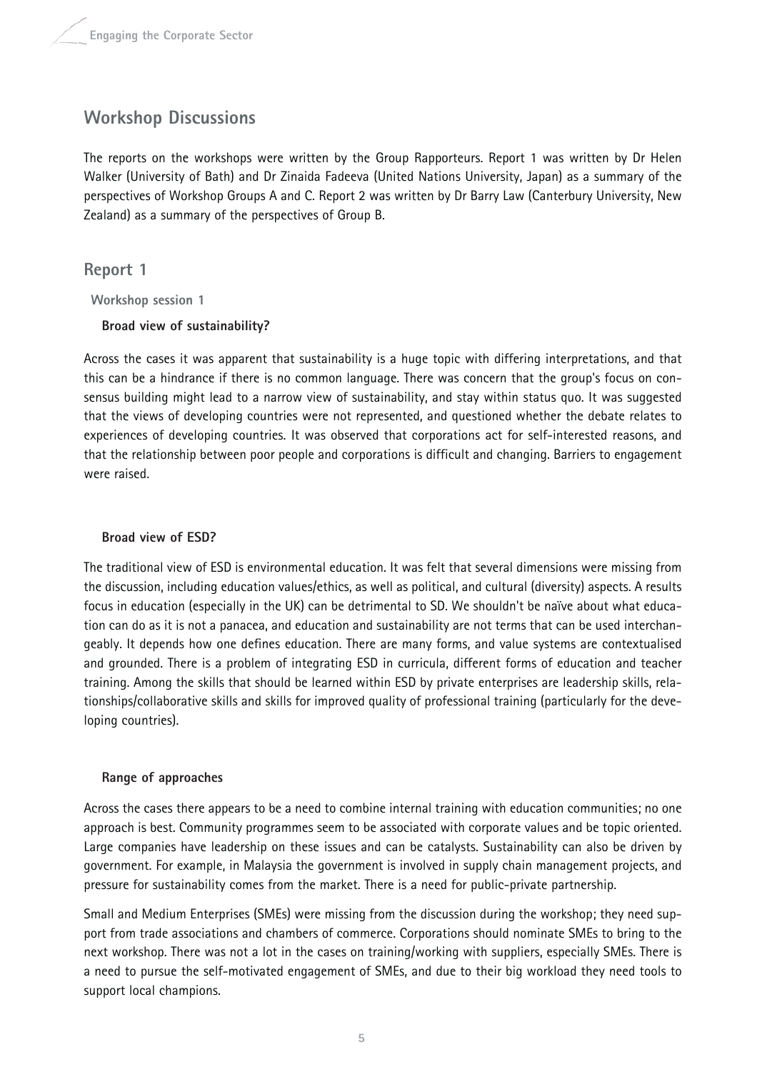## Workshop Discussions

The reports on the workshops were written by the Group Rapporteurs. Report 1 was written by Dr Helen Walker (University of Bath) and Dr Zinaida Fadeeva (United Nations University, Japan) as a summary of the perspectives of Workshop Groups A and C. Report 2 was written by Dr Barry Law (Canterbury University, New Zealand) as a summary of the perspectives of Group B.

## Report 1

### Workshop session 1

#### Broad view of sustainability?

Across the cases it was apparent that sustainability is a huge topic with differing interpretations, and that this can be a hindrance if there is no common language. There was concern that the group's focus on consensus building might lead to a narrow view of sustainability, and stay within status quo. It was suggested that the views of developing countries were not represented, and questioned whether the debate relates to experiences of developing countries. It was observed that corporations act for self-interested reasons, and that the relationship between poor people and corporations is difficult and changing. Barriers to engagement were raised.

#### Broad view of ESD?

The traditional view of ESD is environmental education. It was felt that several dimensions were missing from the discussion, including education values/ethics, as well as political, and cultural (diversity) aspects. A results focus in education (especially in the UK) can be detrimental to SD. We shouldn't be naïve about what education can do as it is not a panacea, and education and sustainability are not terms that can be used interchangeably. It depends how one defines education. There are many forms, and value systems are contextualised and grounded. There is a problem of integrating ESD in curricula, different forms of education and teacher training. Among the skills that should be learned within ESD by private enterprises are leadership skills, relationships/collaborative skills and skills for improved quality of professional training (particularly for the developing countries).

#### Range of approaches

Across the cases there appears to be a need to combine internal training with education communities; no one approach is best. Community programmes seem to be associated with corporate values and be topic oriented. Large companies have leadership on these issues and can be catalysts. Sustainability can also be driven by government. For example, in Malaysia the government is involved in supply chain management projects, and pressure for sustainability comes from the market. There is a need for public-private partnership.

Small and Medium Enterprises (SMEs) were missing from the discussion during the workshop; they need support from trade associations and chambers of commerce. Corporations should nominate SMEs to bring to the next workshop. There was not a lot in the cases on training/working with suppliers, especially SMEs. There is a need to pursue the self-motivated engagement of SMEs, and due to their big workload they need tools to support local champions.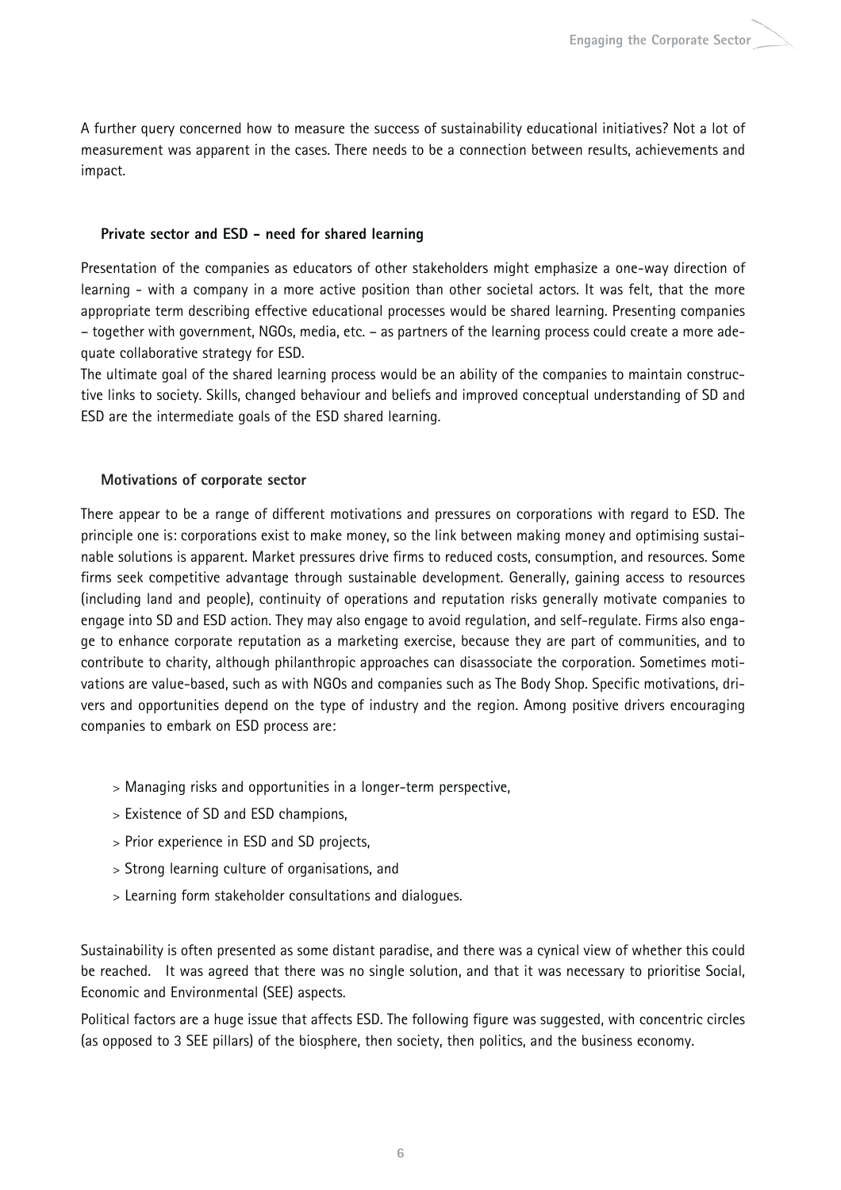A further query concerned how to measure the success of sustainability educational initiatives? Not a lot of measurement was apparent in the cases. There needs to be a connection between results, achievements and impact.

### Private sector and ESD - need for shared learning

Presentation of the companies as educators of other stakeholders might emphasize a one-way direction of learning - with a company in a more active position than other societal actors. It was felt, that the more appropriate term describing effective educational processes would be shared learning. Presenting companies – together with government, NGOs, media, etc. – as partners of the learning process could create a more adequate collaborative strategy for ESD.

The ultimate goal of the shared learning process would be an ability of the companies to maintain constructive links to society. Skills, changed behaviour and beliefs and improved conceptual understanding of SD and ESD are the intermediate goals of the ESD shared learning.

### Motivations of corporate sector

There appear to be a range of different motivations and pressures on corporations with regard to ESD. The principle one is: corporations exist to make money, so the link between making money and optimising sustainable solutions is apparent. Market pressures drive firms to reduced costs, consumption, and resources. Some firms seek competitive advantage through sustainable development. Generally, gaining access to resources (including land and people), continuity of operations and reputation risks generally motivate companies to engage into SD and ESD action. They may also engage to avoid regulation, and self-regulate. Firms also engage to enhance corporate reputation as a marketing exercise, because they are part of communities, and to contribute to charity, although philanthropic approaches can disassociate the corporation. Sometimes motivations are value-based, such as with NGOs and companies such as The Body Shop. Specific motivations, drivers and opportunities depend on the type of industry and the region. Among positive drivers encouraging companies to embark on ESD process are:

- Managing risks and opportunities in a longer-term perspective,
- Existence of SD and ESD champions,
- Prior experience in ESD and SD projects,
- Strong learning culture of organisations, and
- Learning form stakeholder consultations and dialogues.

Sustainability is often presented as some distant paradise, and there was a cynical view of whether this could be reached. It was agreed that there was no single solution, and that it was necessary to prioritise Social, Economic and Environmental (SEE) aspects.

Political factors are a huge issue that affects ESD. The following figure was suggested, with concentric circles (as opposed to 3 SEE pillars) of the biosphere, then society, then politics, and the business economy.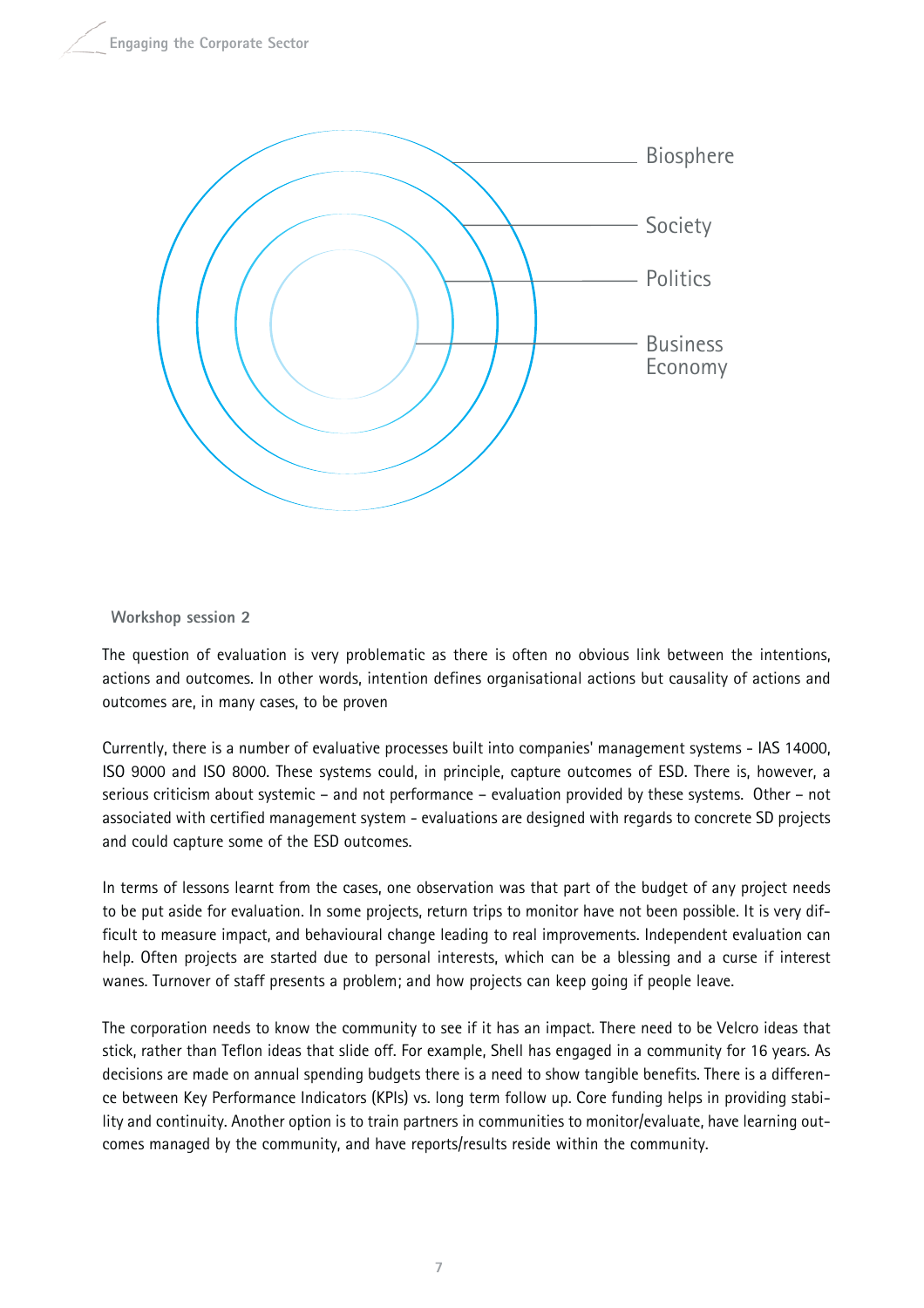Biosphere

Society

Politics

Business Economy

**Workshop session 2**

The question of evaluation is very problematic as there is often no obvious link between the intentions, actions and outcomes. In other words, intention defines organisational actions but causality of actions and outcomes are, in many cases, to be proven

Currently, there is a number of evaluative processes built into companies' management systems - IAS 14000, ISO 9000 and ISO 8000. These systems could, in principle, capture outcomes of ESD. There is, however, a serious criticism about systemic – and not performance – evaluation provided by these systems. Other – not associated with certified management system - evaluations are designed with regards to concrete SD projects and could capture some of the ESD outcomes.

In terms of lessons learnt from the cases, one observation was that part of the budget of any project needs to be put aside for evaluation. In some projects, return trips to monitor have not been possible. It is very difficult to measure impact, and behavioural change leading to real improvements. Independent evaluation can help. Often projects are started due to personal interests, which can be a blessing and a curse if interest wanes. Turnover of staff presents a problem; and how projects can keep going if people leave.

The corporation needs to know the community to see if it has an impact. There need to be Velcro ideas that stick, rather than Teflon ideas that slide off. For example, Shell has engaged in a community for 16 years. As decisions are made on annual spending budgets there is a need to show tangible benefits. There is a difference between Key Performance Indicators (KPIs) vs. long term follow up. Core funding helps in providing stability and continuity. Another option is to train partners in communities to monitor/evaluate, have learning outcomes managed by the community, and have reports/results reside within the community.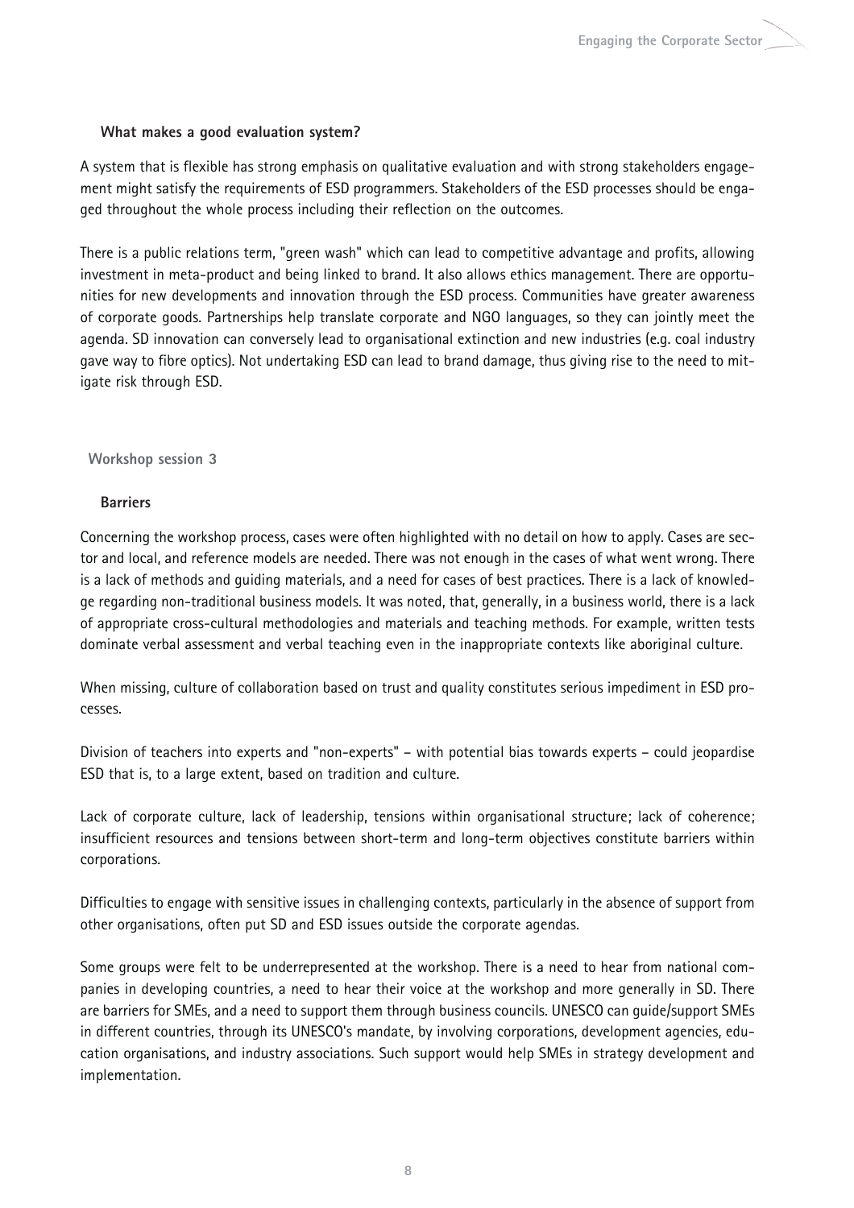### What makes a good evaluation system?

A system that is flexible has strong emphasis on qualitative evaluation and with strong stakeholders engagement might satisfy the requirements of ESD programmers. Stakeholders of the ESD processes should be engaged throughout the whole process including their reflection on the outcomes.

There is a public relations term, "green wash" which can lead to competitive advantage and profits, allowing investment in meta-product and being linked to brand. It also allows ethics management. There are opportunities for new developments and innovation through the ESD process. Communities have greater awareness of corporate goods. Partnerships help translate corporate and NGO languages, so they can jointly meet the agenda. SD innovation can conversely lead to organisational extinction and new industries (e.g. coal industry gave way to fibre optics). Not undertaking ESD can lead to brand damage, thus giving rise to the need to mitigate risk through ESD.

## Workshop session 3

### Barriers

Concerning the workshop process, cases were often highlighted with no detail on how to apply. Cases are sector and local, and reference models are needed. There was not enough in the cases of what went wrong. There is a lack of methods and guiding materials, and a need for cases of best practices. There is a lack of knowledge regarding non-traditional business models. It was noted, that, generally, in a business world, there is a lack of appropriate cross-cultural methodologies and materials and teaching methods. For example, written tests dominate verbal assessment and verbal teaching even in the inappropriate contexts like aboriginal culture.

When missing, culture of collaboration based on trust and quality constitutes serious impediment in ESD processes.

Division of teachers into experts and "non-experts" – with potential bias towards experts – could jeopardise ESD that is, to a large extent, based on tradition and culture.

Lack of corporate culture, lack of leadership, tensions within organisational structure; lack of coherence; insufficient resources and tensions between short-term and long-term objectives constitute barriers within corporations.

Difficulties to engage with sensitive issues in challenging contexts, particularly in the absence of support from other organisations, often put SD and ESD issues outside the corporate agendas.

Some groups were felt to be underrepresented at the workshop. There is a need to hear from national companies in developing countries, a need to hear their voice at the workshop and more generally in SD. There are barriers for SMEs, and a need to support them through business councils. UNESCO can guide/support SMEs in different countries, through its UNESCO's mandate, by involving corporations, development agencies, education organisations, and industry associations. Such support would help SMEs in strategy development and implementation.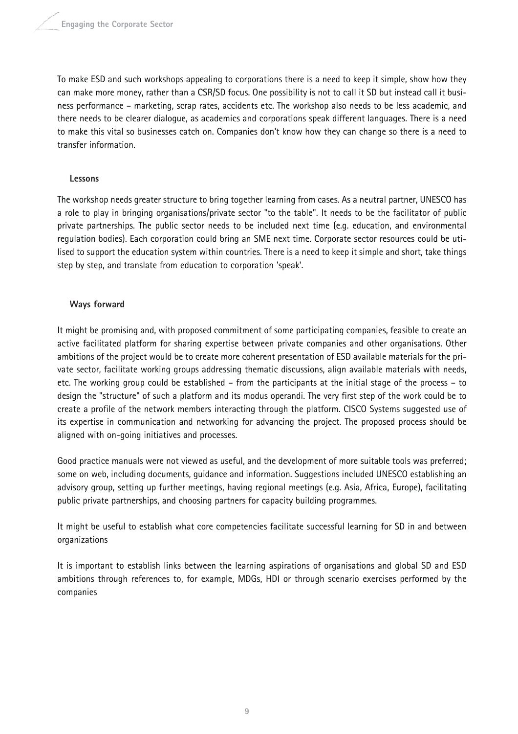To make ESD and such workshops appealing to corporations there is a need to keep it simple, show how they can make more money, rather than a CSR/SD focus. One possibility is not to call it SD but instead call it business performance – marketing, scrap rates, accidents etc. The workshop also needs to be less academic, and there needs to be clearer dialogue, as academics and corporations speak different languages. There is a need to make this vital so businesses catch on. Companies don't know how they can change so there is a need to transfer information.

### Lessons

The workshop needs greater structure to bring together learning from cases. As a neutral partner, UNESCO has a role to play in bringing organisations/private sector "to the table". It needs to be the facilitator of public private partnerships. The public sector needs to be included next time (e.g. education, and environmental regulation bodies). Each corporation could bring an SME next time. Corporate sector resources could be utilised to support the education system within countries. There is a need to keep it simple and short, take things step by step, and translate from education to corporation 'speak'.

### Ways forward

It might be promising and, with proposed commitment of some participating companies, feasible to create an active facilitated platform for sharing expertise between private companies and other organisations. Other ambitions of the project would be to create more coherent presentation of ESD available materials for the private sector, facilitate working groups addressing thematic discussions, align available materials with needs, etc. The working group could be established – from the participants at the initial stage of the process – to design the "structure" of such a platform and its modus operandi. The very first step of the work could be to create a profile of the network members interacting through the platform. CISCO Systems suggested use of its expertise in communication and networking for advancing the project. The proposed process should be aligned with on-going initiatives and processes.

Good practice manuals were not viewed as useful, and the development of more suitable tools was preferred; some on web, including documents, guidance and information. Suggestions included UNESCO establishing an advisory group, setting up further meetings, having regional meetings (e.g. Asia, Africa, Europe), facilitating public private partnerships, and choosing partners for capacity building programmes.

It might be useful to establish what core competencies facilitate successful learning for SD in and between organizations

It is important to establish links between the learning aspirations of organisations and global SD and ESD ambitions through references to, for example, MDGs, HDI or through scenario exercises performed by the companies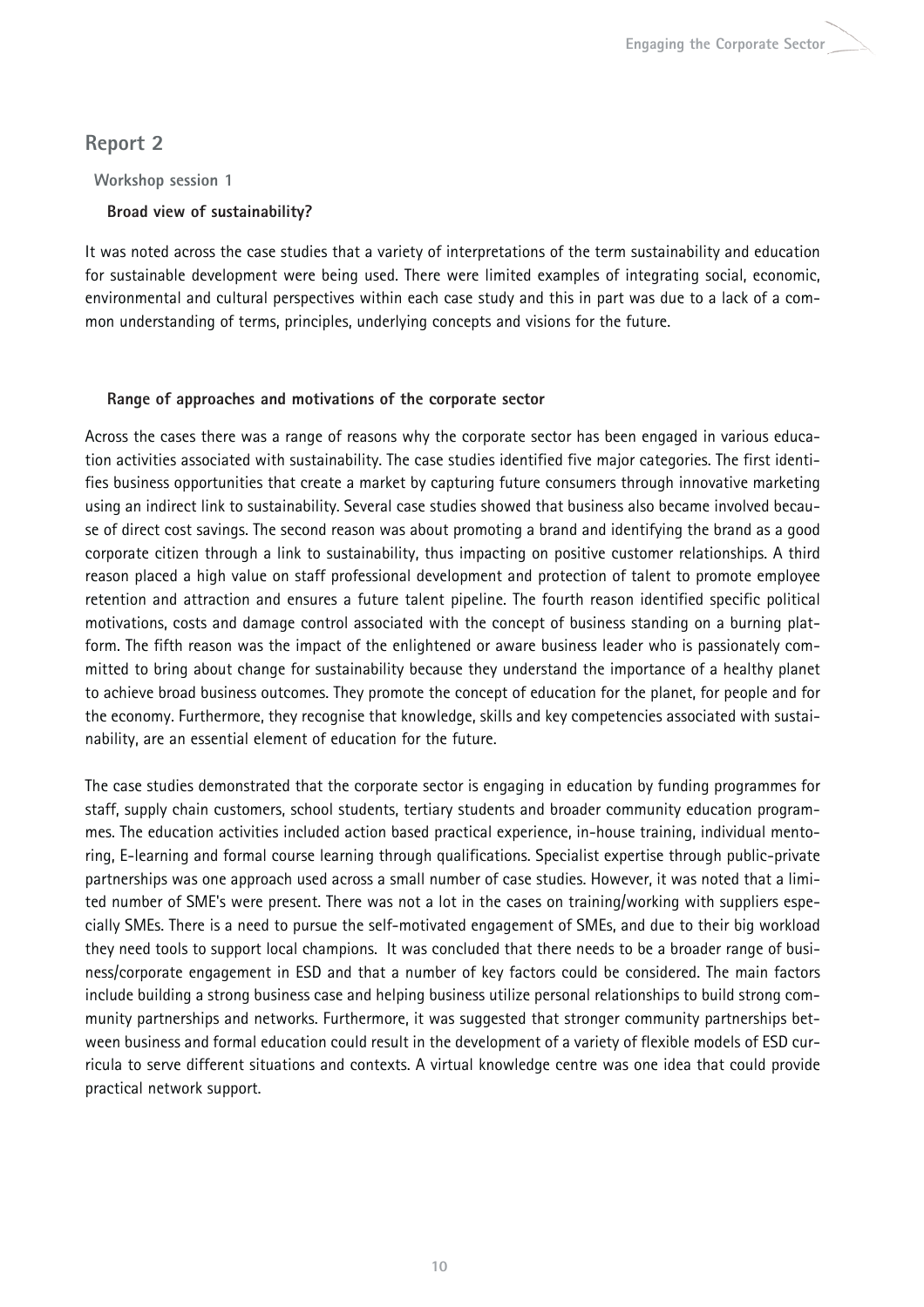## Report 2

### Workshop session 1

#### Broad view of sustainability?

It was noted across the case studies that a variety of interpretations of the term sustainability and education for sustainable development were being used. There were limited examples of integrating social, economic, environmental and cultural perspectives within each case study and this in part was due to a lack of a common understanding of terms, principles, underlying concepts and visions for the future.

#### Range of approaches and motivations of the corporate sector

Across the cases there was a range of reasons why the corporate sector has been engaged in various education activities associated with sustainability. The case studies identified five major categories. The first identifies business opportunities that create a market by capturing future consumers through innovative marketing using an indirect link to sustainability. Several case studies showed that business also became involved because of direct cost savings. The second reason was about promoting a brand and identifying the brand as a good corporate citizen through a link to sustainability, thus impacting on positive customer relationships. A third reason placed a high value on staff professional development and protection of talent to promote employee retention and attraction and ensures a future talent pipeline. The fourth reason identified specific political motivations, costs and damage control associated with the concept of business standing on a burning platform. The fifth reason was the impact of the enlightened or aware business leader who is passionately committed to bring about change for sustainability because they understand the importance of a healthy planet to achieve broad business outcomes. They promote the concept of education for the planet, for people and for the economy. Furthermore, they recognise that knowledge, skills and key competencies associated with sustainability, are an essential element of education for the future.

The case studies demonstrated that the corporate sector is engaging in education by funding programmes for staff, supply chain customers, school students, tertiary students and broader community education programmes. The education activities included action based practical experience, in-house training, individual mentoring, E-learning and formal course learning through qualifications. Specialist expertise through public-private partnerships was one approach used across a small number of case studies. However, it was noted that a limited number of SME's were present. There was not a lot in the cases on training/working with suppliers especially SMEs. There is a need to pursue the self-motivated engagement of SMEs, and due to their big workload they need tools to support local champions. It was concluded that there needs to be a broader range of business/corporate engagement in ESD and that a number of key factors could be considered. The main factors include building a strong business case and helping business utilize personal relationships to build strong community partnerships and networks. Furthermore, it was suggested that stronger community partnerships between business and formal education could result in the development of a variety of flexible models of ESD curricula to serve different situations and contexts. A virtual knowledge centre was one idea that could provide practical network support.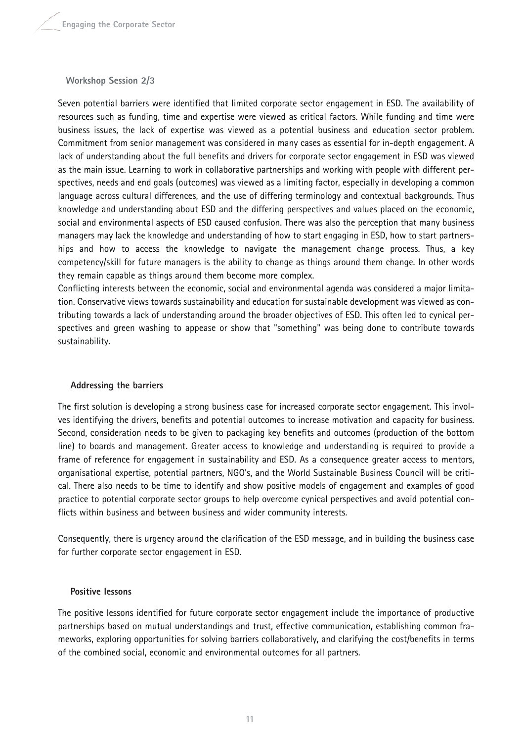### Workshop Session 2/3

Seven potential barriers were identified that limited corporate sector engagement in ESD. The availability of resources such as funding, time and expertise were viewed as critical factors. While funding and time were business issues, the lack of expertise was viewed as a potential business and education sector problem. Commitment from senior management was considered in many cases as essential for in-depth engagement. A lack of understanding about the full benefits and drivers for corporate sector engagement in ESD was viewed as the main issue. Learning to work in collaborative partnerships and working with people with different perspectives, needs and end goals (outcomes) was viewed as a limiting factor, especially in developing a common language across cultural differences, and the use of differing terminology and contextual backgrounds. Thus knowledge and understanding about ESD and the differing perspectives and values placed on the economic, social and environmental aspects of ESD caused confusion. There was also the perception that many business managers may lack the knowledge and understanding of how to start engaging in ESD, how to start partnerships and how to access the knowledge to navigate the management change process. Thus, a key competency/skill for future managers is the ability to change as things around them change. In other words they remain capable as things around them become more complex.

Conflicting interests between the economic, social and environmental agenda was considered a major limitation. Conservative views towards sustainability and education for sustainable development was viewed as contributing towards a lack of understanding around the broader objectives of ESD. This often led to cynical perspectives and green washing to appease or show that "something" was being done to contribute towards sustainability.

### Addressing the barriers

The first solution is developing a strong business case for increased corporate sector engagement. This involves identifying the drivers, benefits and potential outcomes to increase motivation and capacity for business. Second, consideration needs to be given to packaging key benefits and outcomes (production of the bottom line) to boards and management. Greater access to knowledge and understanding is required to provide a frame of reference for engagement in sustainability and ESD. As a consequence greater access to mentors, organisational expertise, potential partners, NGO's, and the World Sustainable Business Council will be critical. There also needs to be time to identify and show positive models of engagement and examples of good practice to potential corporate sector groups to help overcome cynical perspectives and avoid potential conflicts within business and between business and wider community interests.

Consequently, there is urgency around the clarification of the ESD message, and in building the business case for further corporate sector engagement in ESD.

### Positive lessons

The positive lessons identified for future corporate sector engagement include the importance of productive partnerships based on mutual understandings and trust, effective communication, establishing common frameworks, exploring opportunities for solving barriers collaboratively, and clarifying the cost/benefits in terms of the combined social, economic and environmental outcomes for all partners.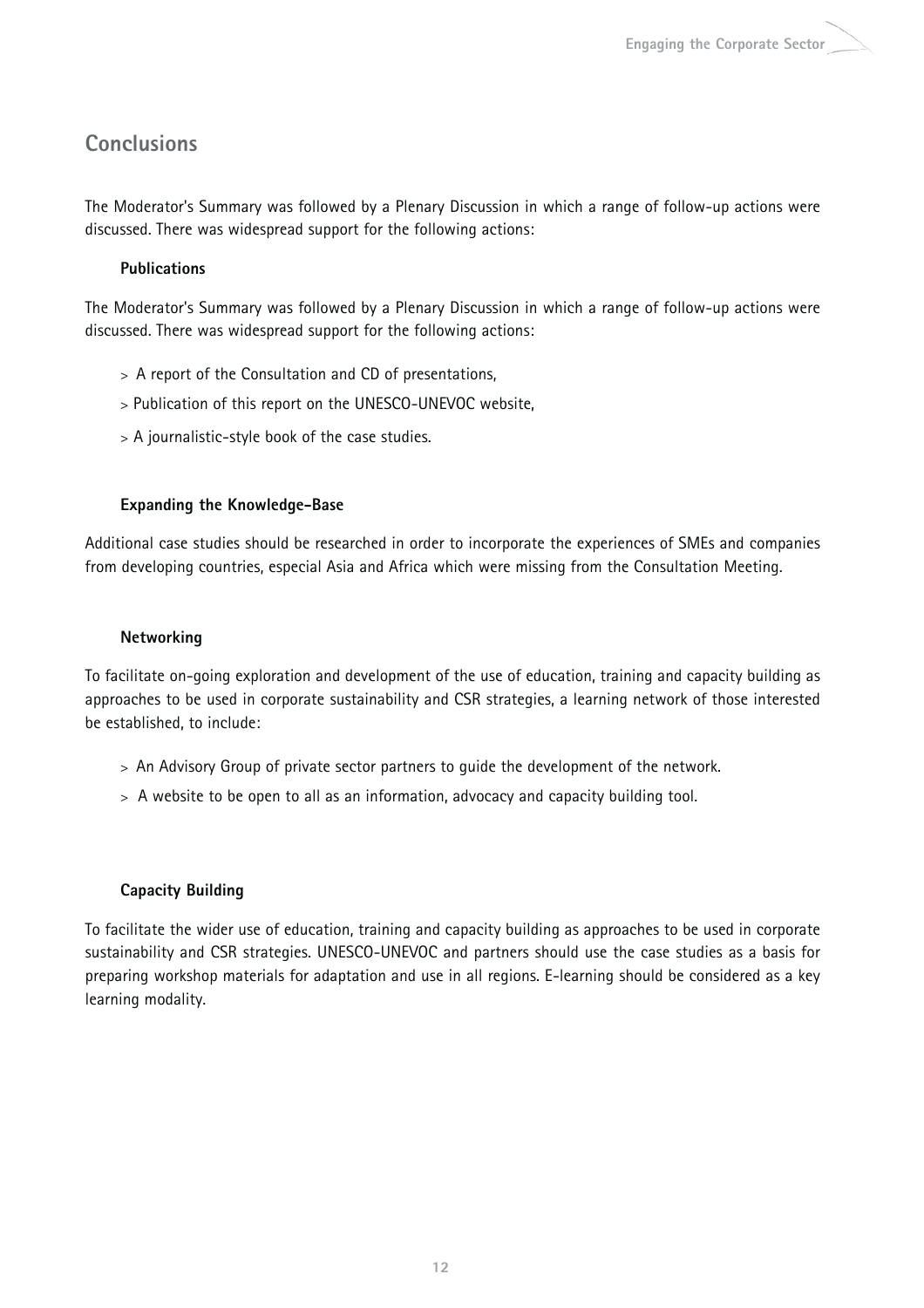## Conclusions

The Moderator's Summary was followed by a Plenary Discussion in which a range of follow-up actions were discussed. There was widespread support for the following actions:

### Publications

The Moderator's Summary was followed by a Plenary Discussion in which a range of follow-up actions were discussed. There was widespread support for the following actions:

> A report of the Consultation and CD of presentations,

> Publication of this report on the UNESCO-UNEVOC website,

> A journalistic-style book of the case studies.

### Expanding the Knowledge-Base

Additional case studies should be researched in order to incorporate the experiences of SMEs and companies from developing countries, especial Asia and Africa which were missing from the Consultation Meeting.

### Networking

To facilitate on-going exploration and development of the use of education, training and capacity building as approaches to be used in corporate sustainability and CSR strategies, a learning network of those interested be established, to include:

> An Advisory Group of private sector partners to guide the development of the network.

> A website to be open to all as an information, advocacy and capacity building tool.

### Capacity Building

To facilitate the wider use of education, training and capacity building as approaches to be used in corporate sustainability and CSR strategies. UNESCO-UNEVOC and partners should use the case studies as a basis for preparing workshop materials for adaptation and use in all regions. E-learning should be considered as a key learning modality.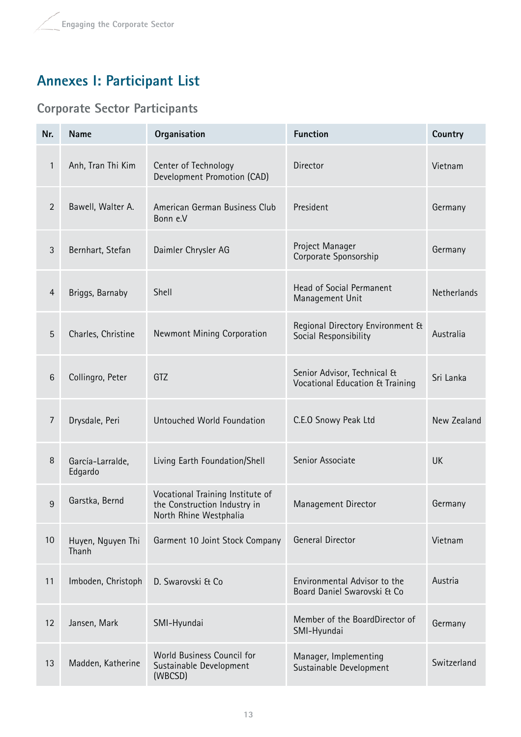# Annexes I: Participant List

## Corporate Sector Participants

| Nr. | Name | Organisation | Function | Country |
|---|---|---|---|---|
| 1 | Anh, Tran Thi Kim | Center of Technology Development Promotion (CAD) | Director | Vietnam |
| 2 | Bawell, Walter A. | American German Business Club Bonn e.V | President | Germany |
| 3 | Bernhart, Stefan | Daimler Chrysler AG | Project Manager Corporate Sponsorship | Germany |
| 4 | Briggs, Barnaby | Shell | Head of Social Permanent Management Unit | Netherlands |
| 5 | Charles, Christine | Newmont Mining Corporation | Regional Directory Environment & Social Responsibility | Australia |
| 6 | Collingro, Peter | GTZ | Senior Advisor, Technical & Vocational Education & Training | Sri Lanka |
| 7 | Drysdale, Peri | Untouched World Foundation | C.E.O Snowy Peak Ltd | New Zealand |
| 8 | García-Larralde, Edgardo | Living Earth Foundation/Shell | Senior Associate | UK |
| 9 | Garstka, Bernd | Vocational Training Institute of the Construction Industry in North Rhine Westphalia | Management Director | Germany |
| 10 | Huyen, Nguyen Thi Thanh | Garment 10 Joint Stock Company | General Director | Vietnam |
| 11 | Imboden, Christoph | D. Swarovski & Co | Environmental Advisor to the Board Daniel Swarovski & Co | Austria |
| 12 | Jansen, Mark | SMI-Hyundai | Member of the BoardDirector of SMI-Hyundai | Germany |
| 13 | Madden, Katherine | World Business Council for Sustainable Development (WBCSD) | Manager, Implementing Sustainable Development | Switzerland |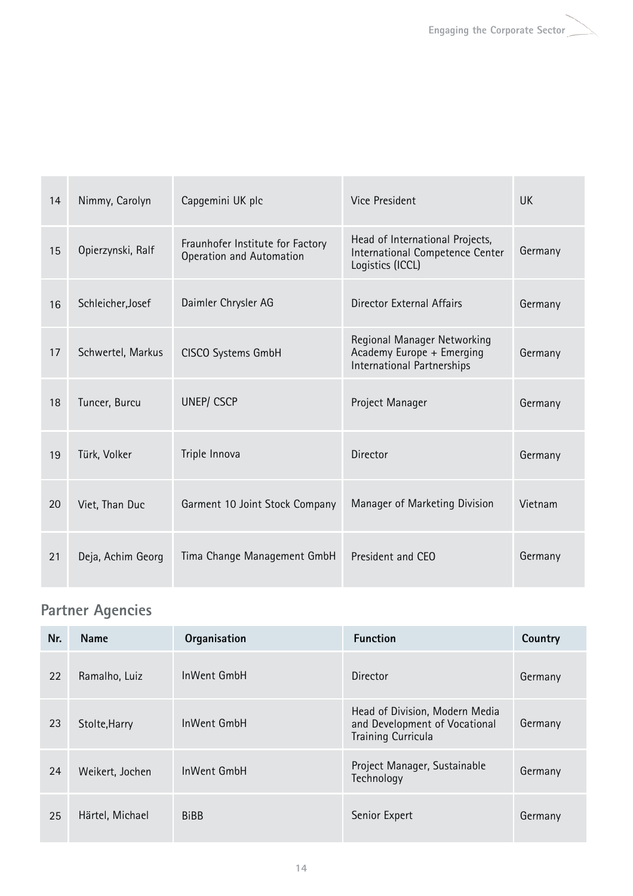| Nr. | Name | Organisation | Function | Country |
|---|---|---|---|---|
| 14 | Nimmy, Carolyn | Capgemini UK plc | Vice President | UK |
| 15 | Opierzynski, Ralf | Fraunhofer Institute for Factory Operation and Automation | Head of International Projects, International Competence Center Logistics (ICCL) | Germany |
| 16 | Schleicher,Josef | Daimler Chrysler AG | Director External Affairs | Germany |
| 17 | Schwertel, Markus | CISCO Systems GmbH | Regional Manager Networking Academy Europe + Emerging International Partnerships | Germany |
| 18 | Tuncer, Burcu | UNEP/ CSCP | Project Manager | Germany |
| 19 | Türk, Volker | Triple Innova | Director | Germany |
| 20 | Viet, Than Duc | Garment 10 Joint Stock Company | Manager of Marketing Division | Vietnam |
| 21 | Deja, Achim Georg | Tima Change Management GmbH | President and CEO | Germany |

## Partner Agencies

| Nr. | Name | Organisation | Function | Country |
|---|---|---|---|---|
| 22 | Ramalho, Luiz | InWent GmbH | Director | Germany |
| 23 | Stolte,Harry | InWent GmbH | Head of Division, Modern Media and Development of Vocational Training Curricula | Germany |
| 24 | Weikert, Jochen | InWent GmbH | Project Manager, Sustainable Technology | Germany |
| 25 | Härtel, Michael | BiBB | Senior Expert | Germany |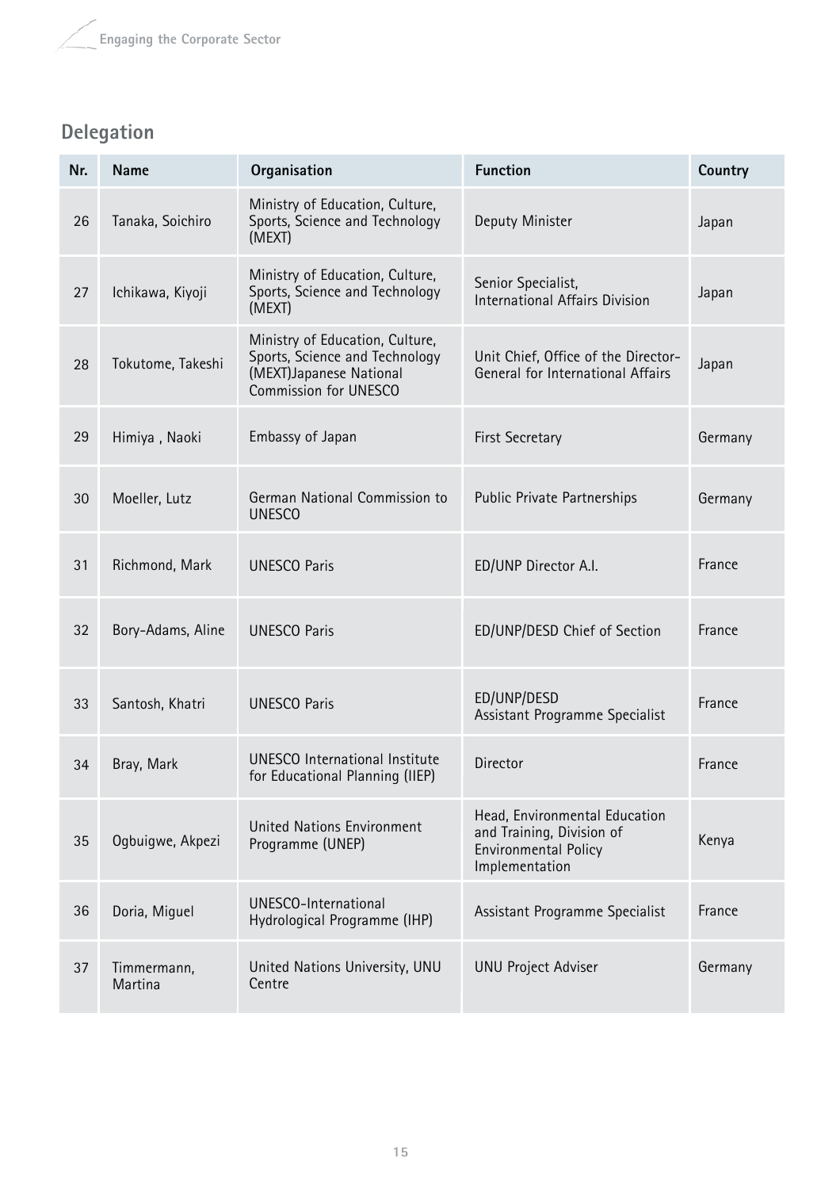## Delegation

| Nr. | Name | Organisation | Function | Country |
|---|---|---|---|---|
| 26 | Tanaka, Soichiro | Ministry of Education, Culture, Sports, Science and Technology (MEXT) | Deputy Minister | Japan |
| 27 | Ichikawa, Kiyoji | Ministry of Education, Culture, Sports, Science and Technology (MEXT) | Senior Specialist, International Affairs Division | Japan |
| 28 | Tokutome, Takeshi | Ministry of Education, Culture, Sports, Science and Technology (MEXT)Japanese National Commission for UNESCO | Unit Chief, Office of the Director-General for International Affairs | Japan |
| 29 | Himiya , Naoki | Embassy of Japan | First Secretary | Germany |
| 30 | Moeller, Lutz | German National Commission to UNESCO | Public Private Partnerships | Germany |
| 31 | Richmond, Mark | UNESCO Paris | ED/UNP Director A.I. | France |
| 32 | Bory-Adams, Aline | UNESCO Paris | ED/UNP/DESD Chief of Section | France |
| 33 | Santosh, Khatri | UNESCO Paris | ED/UNP/DESD Assistant Programme Specialist | France |
| 34 | Bray, Mark | UNESCO International Institute for Educational Planning (IIEP) | Director | France |
| 35 | Ogbuigwe, Akpezi | United Nations Environment Programme (UNEP) | Head, Environmental Education and Training, Division of Environmental Policy Implementation | Kenya |
| 36 | Doria, Miguel | UNESCO-International Hydrological Programme (IHP) | Assistant Programme Specialist | France |
| 37 | Timmermann, Martina | United Nations University, UNU Centre | UNU Project Adviser | Germany |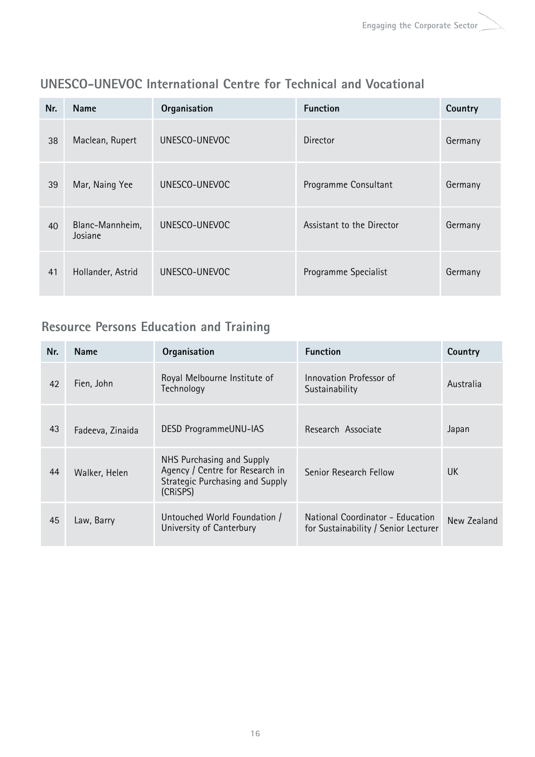## UNESCO-UNEVOC International Centre for Technical and Vocational

| Nr. | Name | Organisation | Function | Country |
|---|---|---|---|---|
| 38 | Maclean, Rupert | UNESCO-UNEVOC | Director | Germany |
| 39 | Mar, Naing Yee | UNESCO-UNEVOC | Programme Consultant | Germany |
| 40 | Blanc-Mannheim, Josiane | UNESCO-UNEVOC | Assistant to the Director | Germany |
| 41 | Hollander, Astrid | UNESCO-UNEVOC | Programme Specialist | Germany |

## Resource Persons Education and Training

| Nr. | Name | Organisation | Function | Country |
|---|---|---|---|---|
| 42 | Fien, John | Royal Melbourne Institute of Technology | Innovation Professor of Sustainability | Australia |
| 43 | Fadeeva, Zinaida | DESD ProgrammeUNU-IAS | Research Associate | Japan |
| 44 | Walker, Helen | NHS Purchasing and Supply Agency / Centre for Research in Strategic Purchasing and Supply (CRiSPS) | Senior Research Fellow | UK |
| 45 | Law, Barry | Untouched World Foundation / University of Canterbury | National Coordinator - Education for Sustainability / Senior Lecturer | New Zealand |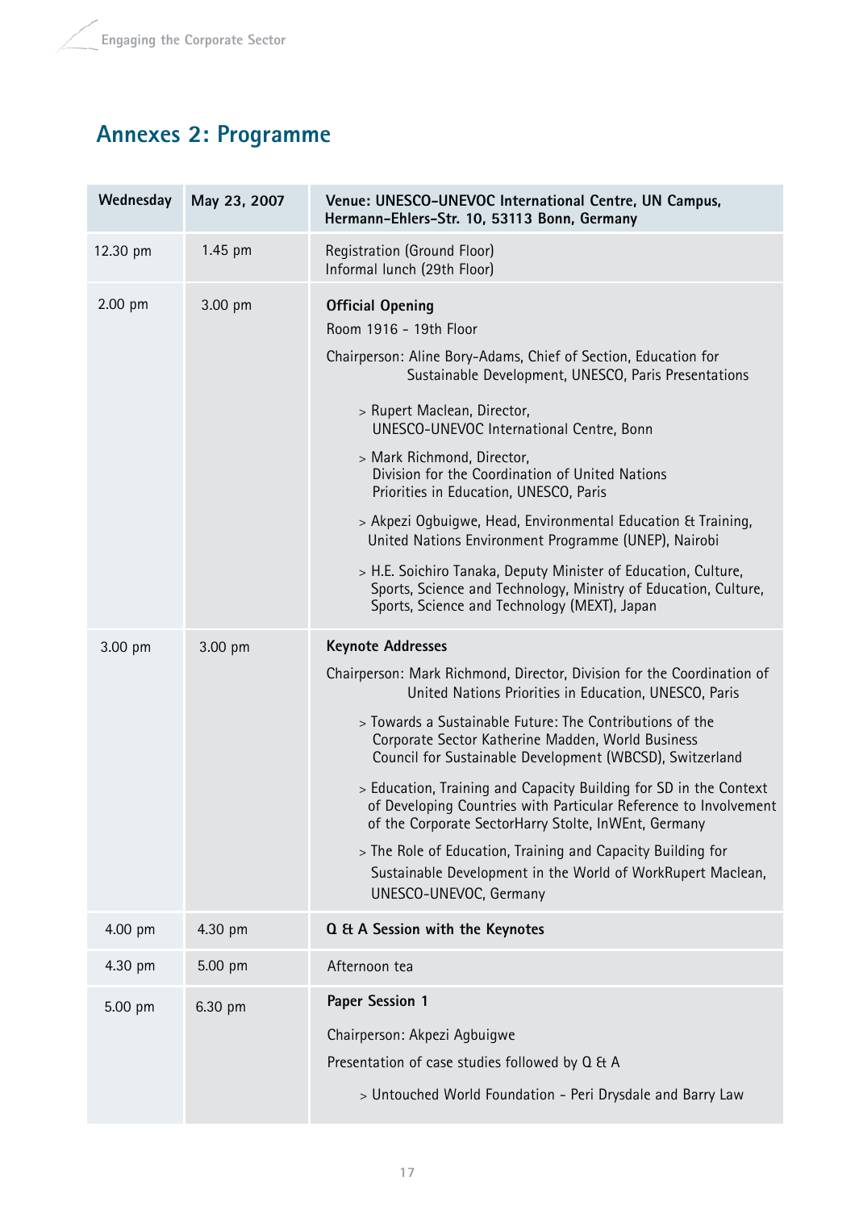## Annexes 2: Programme

| Wednesday | May 23, 2007 | Venue: UNESCO-UNEVOC International Centre, UN Campus, Hermann-Ehlers-Str. 10, 53113 Bonn, Germany |
|---|---|---|
| 12.30 pm | 1.45 pm | Registration (Ground Floor)<br>Informal lunch (29th Floor) |
| 2.00 pm | 3.00 pm | **Official Opening**<br>Room 1916 - 19th Floor<br>Chairperson: Aline Bory-Adams, Chief of Section, Education for Sustainable Development, UNESCO, Paris Presentations<br>> Rupert Maclean, Director, UNESCO-UNEVOC International Centre, Bonn<br>> Mark Richmond, Director, Division for the Coordination of United Nations Priorities in Education, UNESCO, Paris<br>> Akpezi Ogbuigwe, Head, Environmental Education & Training, United Nations Environment Programme (UNEP), Nairobi<br>> H.E. Soichiro Tanaka, Deputy Minister of Education, Culture, Sports, Science and Technology, Ministry of Education, Culture, Sports, Science and Technology (MEXT), Japan |
| 3.00 pm | 3.00 pm | **Keynote Addresses**<br>Chairperson: Mark Richmond, Director, Division for the Coordination of United Nations Priorities in Education, UNESCO, Paris<br>> Towards a Sustainable Future: The Contributions of the Corporate Sector Katherine Madden, World Business Council for Sustainable Development (WBCSD), Switzerland<br>> Education, Training and Capacity Building for SD in the Context of Developing Countries with Particular Reference to Involvement of the Corporate SectorHarry Stolte, InWEnt, Germany<br>> The Role of Education, Training and Capacity Building for Sustainable Development in the World of WorkRupert Maclean, UNESCO-UNEVOC, Germany |
| 4.00 pm | 4.30 pm | **Q & A Session with the Keynotes** |
| 4.30 pm | 5.00 pm | Afternoon tea |
| 5.00 pm | 6.30 pm | **Paper Session 1**<br>Chairperson: Akpezi Agbuigwe<br>Presentation of case studies followed by Q & A<br>> Untouched World Foundation - Peri Drysdale and Barry Law |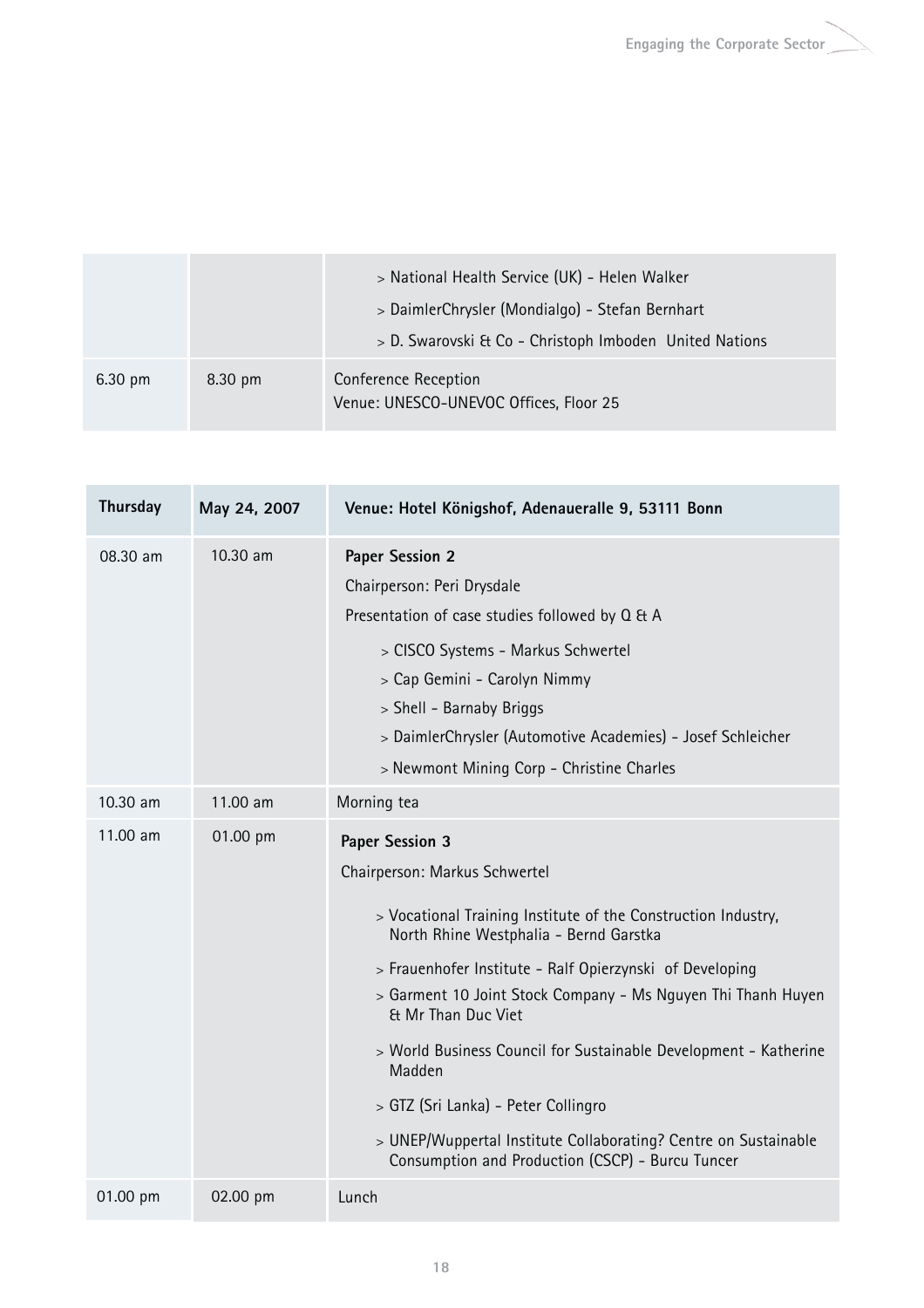| | | |
|---|---|---|
| | | > National Health Service (UK) - Helen Walker<br>> DaimlerChrysler (Mondialgo) - Stefan Bernhart<br>> D. Swarovski & Co - Christoph Imboden United Nations |
| 6.30 pm | 8.30 pm | Conference Reception<br>Venue: UNESCO-UNEVOC Offices, Floor 25 |

| Thursday | May 24, 2007 | Venue: Hotel Königshof, Adenaueralle 9, 53111 Bonn |
|---|---|---|
| 08.30 am | 10.30 am | **Paper Session 2**<br>Chairperson: Peri Drysdale<br>Presentation of case studies followed by Q & A<br>> CISCO Systems - Markus Schwertel<br>> Cap Gemini - Carolyn Nimmy<br>> Shell - Barnaby Briggs<br>> DaimlerChrysler (Automotive Academies) - Josef Schleicher<br>> Newmont Mining Corp - Christine Charles |
| 10.30 am | 11.00 am | Morning tea |
| 11.00 am | 01.00 pm | **Paper Session 3**<br>Chairperson: Markus Schwertel<br>> Vocational Training Institute of the Construction Industry, North Rhine Westphalia - Bernd Garstka<br>> Frauenhofer Institute - Ralf Opierzynski of Developing<br>> Garment 10 Joint Stock Company - Ms Nguyen Thi Thanh Huyen & Mr Than Duc Viet<br>> World Business Council for Sustainable Development - Katherine Madden<br>> GTZ (Sri Lanka) - Peter Collingro<br>> UNEP/Wuppertal Institute Collaborating? Centre on Sustainable Consumption and Production (CSCP) - Burcu Tuncer |
| 01.00 pm | 02.00 pm | Lunch |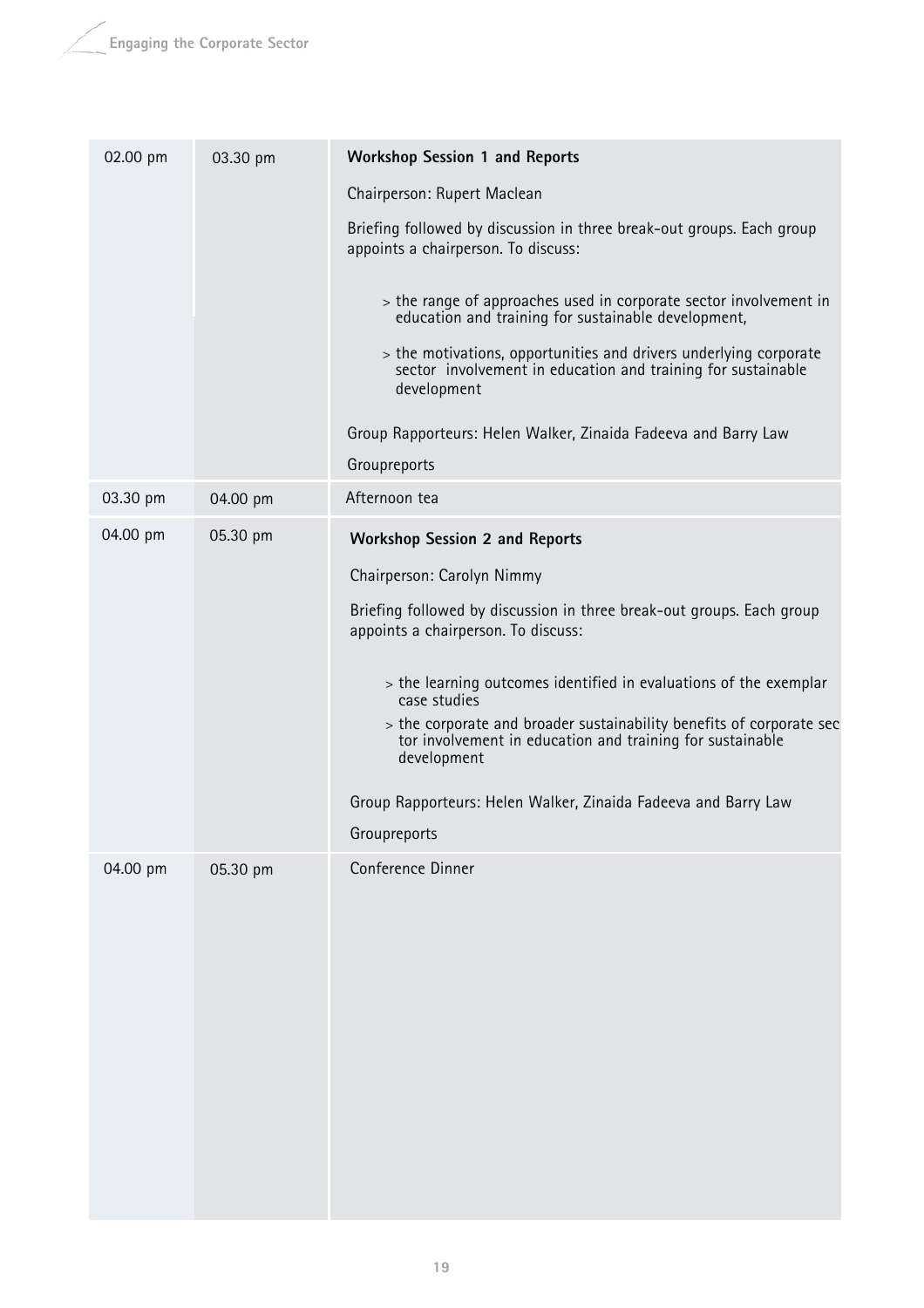| | | |
|---|---|---|
| 02.00 pm | 03.30 pm | **Workshop Session 1 and Reports**<br><br>Chairperson: Rupert Maclean<br><br>Briefing followed by discussion in three break-out groups. Each group appoints a chairperson. To discuss:<br><br>> the range of approaches used in corporate sector involvement in education and training for sustainable development,<br><br>> the motivations, opportunities and drivers underlying corporate sector involvement in education and training for sustainable development<br><br>Group Rapporteurs: Helen Walker, Zinaida Fadeeva and Barry Law<br><br>Groupreports |
| 03.30 pm | 04.00 pm | Afternoon tea |
| 04.00 pm | 05.30 pm | **Workshop Session 2 and Reports**<br><br>Chairperson: Carolyn Nimmy<br><br>Briefing followed by discussion in three break-out groups. Each group appoints a chairperson. To discuss:<br><br>> the learning outcomes identified in evaluations of the exemplar case studies<br><br>> the corporate and broader sustainability benefits of corporate sector involvement in education and training for sustainable development<br><br>Group Rapporteurs: Helen Walker, Zinaida Fadeeva and Barry Law<br><br>Groupreports |
| 04.00 pm | 05.30 pm | Conference Dinner |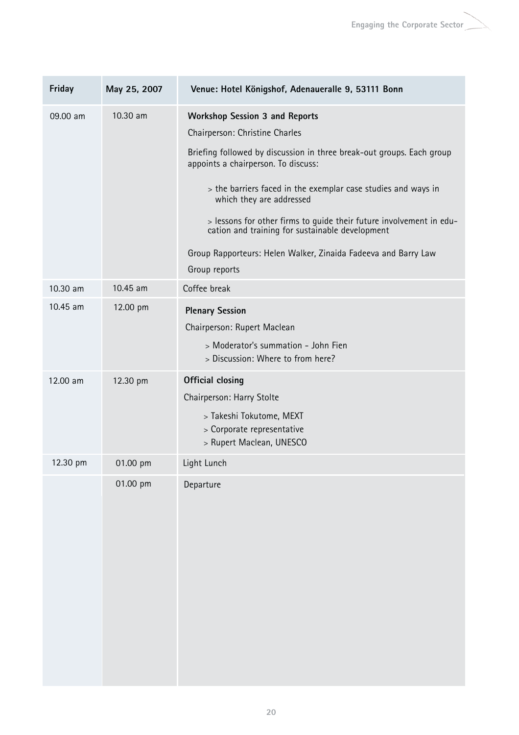| Friday | May 25, 2007 | Venue: Hotel Königshof, Adenaueralle 9, 53111 Bonn |
|---|---|---|
| 09.00 am | 10.30 am | **Workshop Session 3 and Reports**<br>Chairperson: Christine Charles<br>Briefing followed by discussion in three break-out groups. Each group appoints a chairperson. To discuss:<br>> the barriers faced in the exemplar case studies and ways in which they are addressed<br>> lessons for other firms to guide their future involvement in education and training for sustainable development<br>Group Rapporteurs: Helen Walker, Zinaida Fadeeva and Barry Law<br>Group reports |
| 10.30 am | 10.45 am | Coffee break |
| 10.45 am | 12.00 pm | **Plenary Session**<br>Chairperson: Rupert Maclean<br>> Moderator's summation - John Fien<br>> Discussion: Where to from here? |
| 12.00 am | 12.30 pm | **Official closing**<br>Chairperson: Harry Stolte<br>> Takeshi Tokutome, MEXT<br>> Corporate representative<br>> Rupert Maclean, UNESCO |
| 12.30 pm | 01.00 pm | Light Lunch |
| | 01.00 pm | Departure |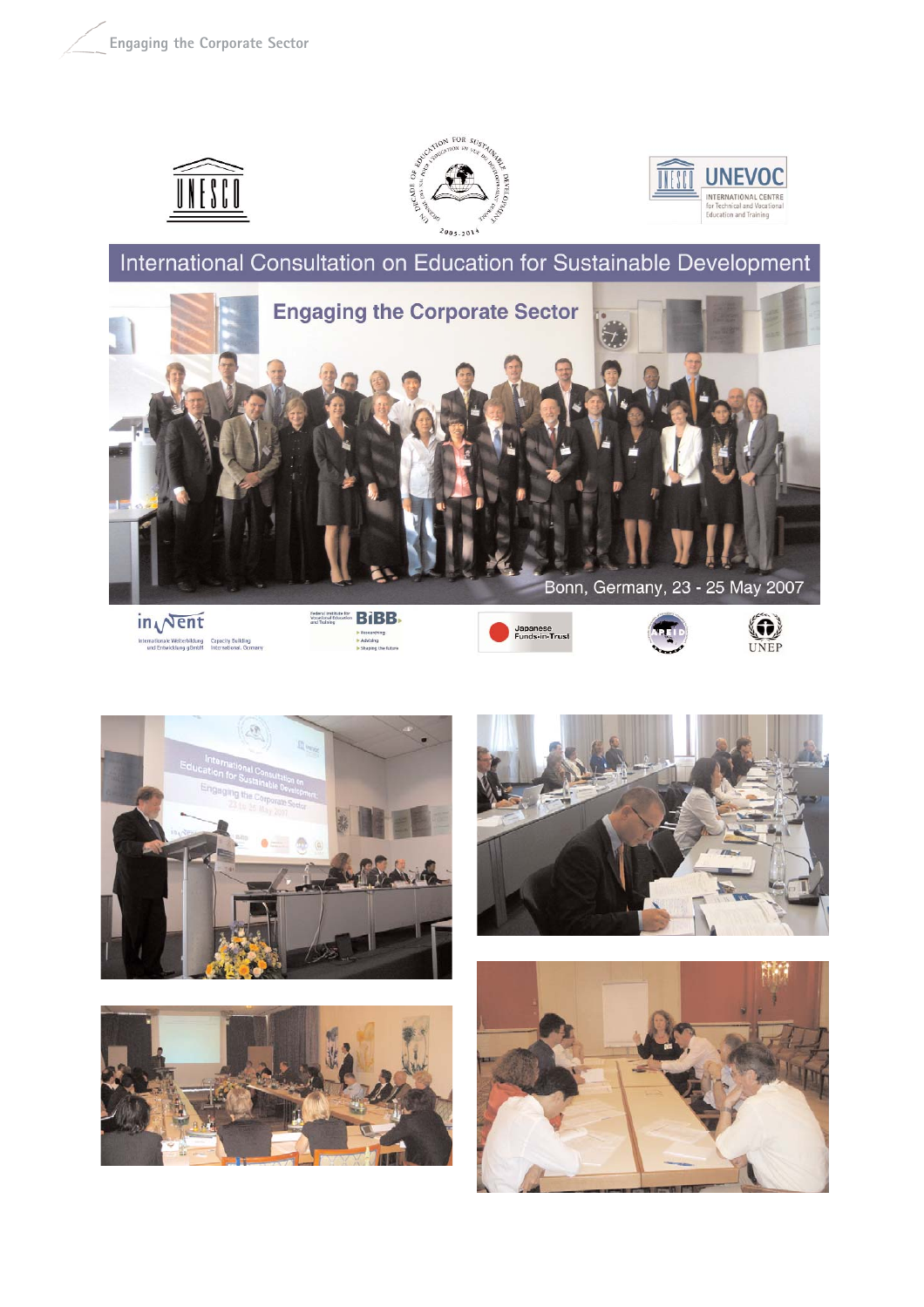# International Consultation on Education for Sustainable Development

## Engaging the Corporate Sector

Bonn, Germany, 23 - 25 May 2007